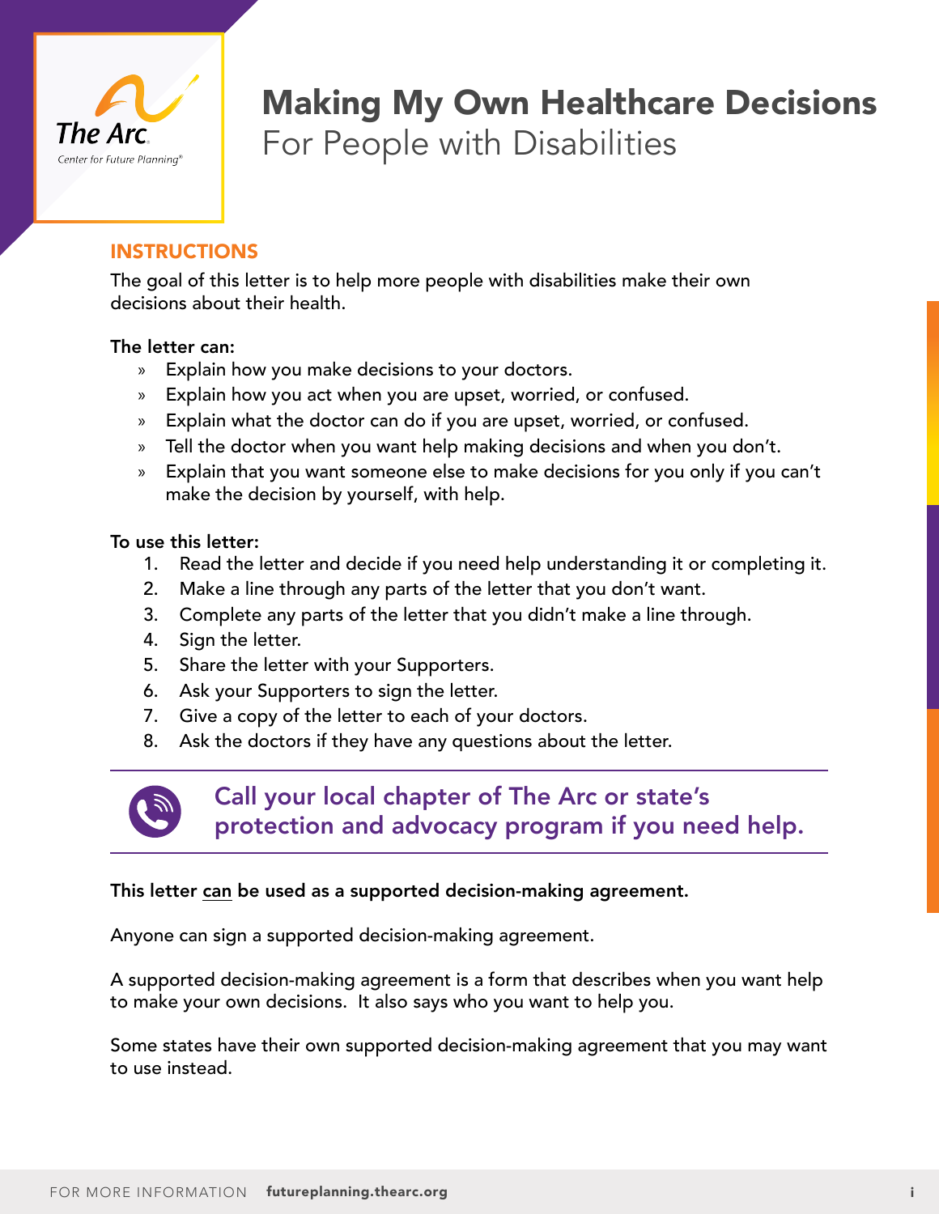The Arc
Center for Future Planning®

# Making My Own Healthcare Decisions
## For People with Disabilities

### INSTRUCTIONS

The goal of this letter is to help more people with disabilities make their own decisions about their health.

**The letter can:**

- Explain how you make decisions to your doctors.
- Explain how you act when you are upset, worried, or confused.
- Explain what the doctor can do if you are upset, worried, or confused.
- Tell the doctor when you want help making decisions and when you don't.
- Explain that you want someone else to make decisions for you only if you can't make the decision by yourself, with help.

**To use this letter:**

1. Read the letter and decide if you need help understanding it or completing it.
2. Make a line through any parts of the letter that you don't want.
3. Complete any parts of the letter that you didn't make a line through.
4. Sign the letter.
5. Share the letter with your Supporters.
6. Ask your Supporters to sign the letter.
7. Give a copy of the letter to each of your doctors.
8. Ask the doctors if they have any questions about the letter.

---

**Call your local chapter of The Arc or state's protection and advocacy program if you need help.**

---

**This letter can be used as a supported decision-making agreement.**

Anyone can sign a supported decision-making agreement.

A supported decision-making agreement is a form that describes when you want help to make your own decisions. It also says who you want to help you.

Some states have their own supported decision-making agreement that you may want to use instead.

FOR MORE INFORMATION **futureplanning.thearc.org**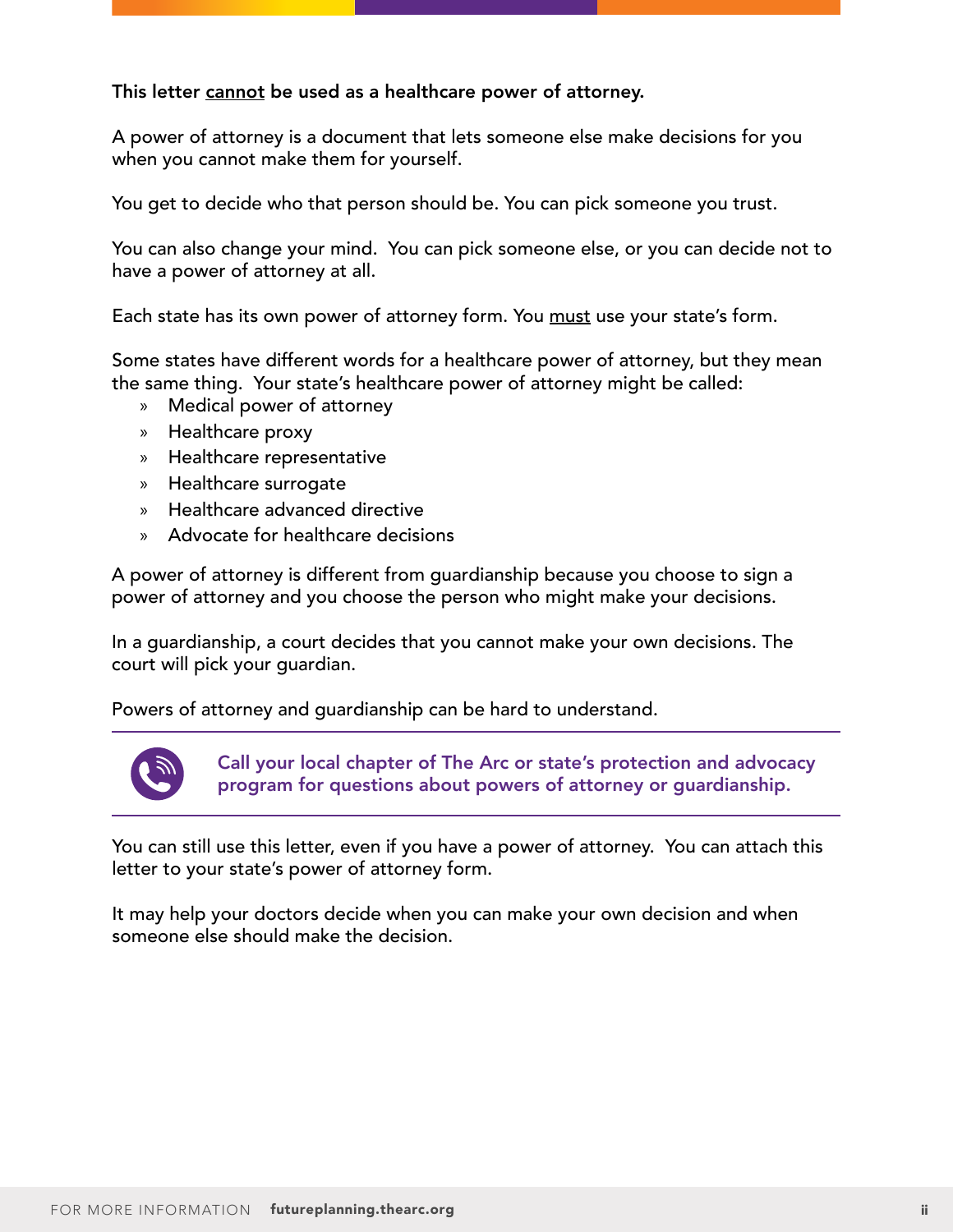**This letter <u>cannot</u> be used as a healthcare power of attorney.**

A power of attorney is a document that lets someone else make decisions for you when you cannot make them for yourself.

You get to decide who that person should be. You can pick someone you trust.

You can also change your mind. You can pick someone else, or you can decide not to have a power of attorney at all.

Each state has its own power of attorney form. You <u>must</u> use your state's form.

Some states have different words for a healthcare power of attorney, but they mean the same thing. Your state's healthcare power of attorney might be called:

- Medical power of attorney
- Healthcare proxy
- Healthcare representative
- Healthcare surrogate
- Healthcare advanced directive
- Advocate for healthcare decisions

A power of attorney is different from guardianship because you choose to sign a power of attorney and you choose the person who might make your decisions.

In a guardianship, a court decides that you cannot make your own decisions. The court will pick your guardian.

Powers of attorney and guardianship can be hard to understand.

---

**Call your local chapter of The Arc or state's protection and advocacy program for questions about powers of attorney or guardianship.**

---

You can still use this letter, even if you have a power of attorney. You can attach this letter to your state's power of attorney form.

It may help your doctors decide when you can make your own decision and when someone else should make the decision.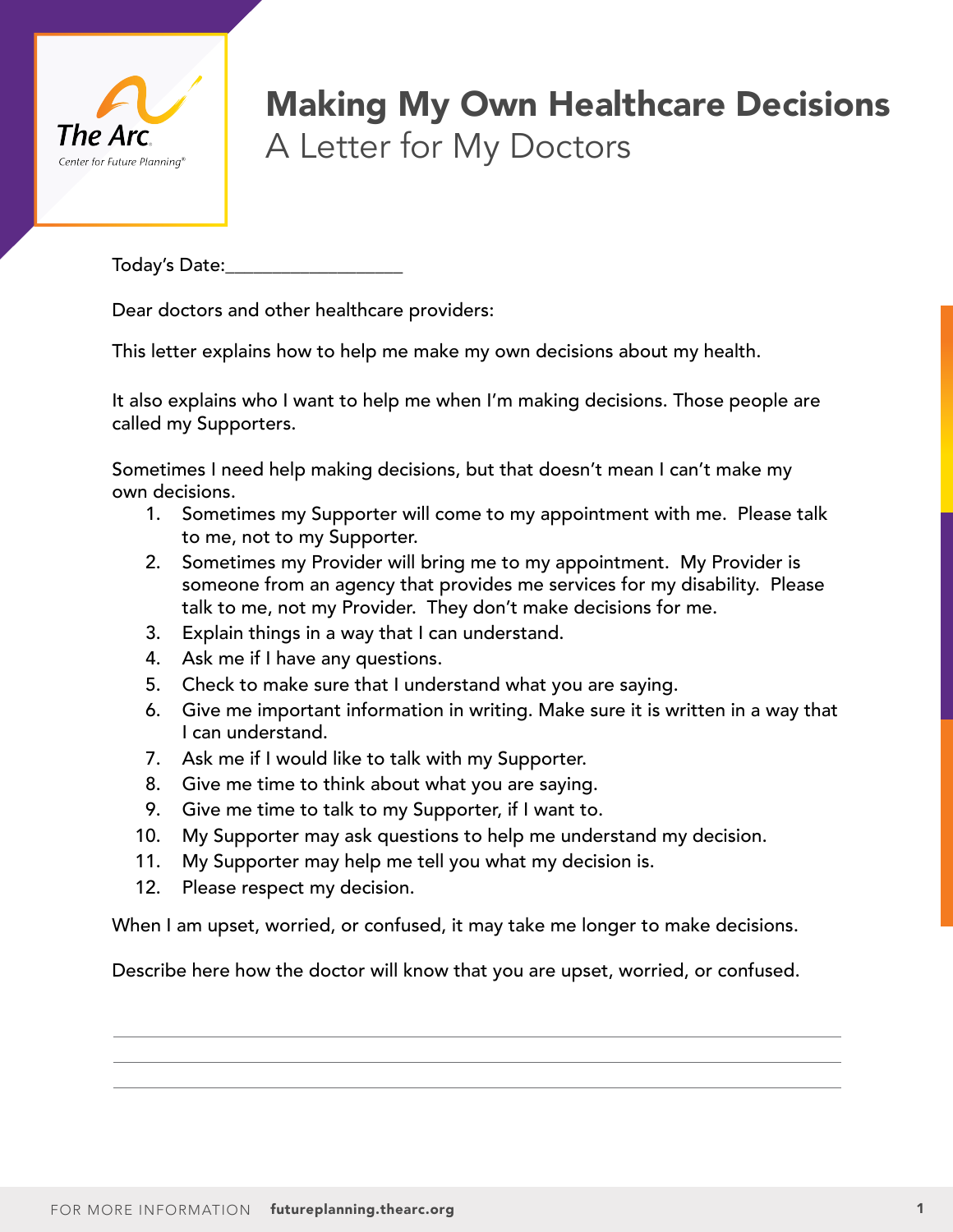# Making My Own Healthcare Decisions

## A Letter for My Doctors

Today's Date:__________________

Dear doctors and other healthcare providers:

This letter explains how to help me make my own decisions about my health.

It also explains who I want to help me when I'm making decisions. Those people are called my Supporters.

Sometimes I need help making decisions, but that doesn't mean I can't make my own decisions.

1. Sometimes my Supporter will come to my appointment with me. Please talk to me, not to my Supporter.
2. Sometimes my Provider will bring me to my appointment. My Provider is someone from an agency that provides me services for my disability. Please talk to me, not my Provider. They don't make decisions for me.
3. Explain things in a way that I can understand.
4. Ask me if I have any questions.
5. Check to make sure that I understand what you are saying.
6. Give me important information in writing. Make sure it is written in a way that I can understand.
7. Ask me if I would like to talk with my Supporter.
8. Give me time to think about what you are saying.
9. Give me time to talk to my Supporter, if I want to.
10. My Supporter may ask questions to help me understand my decision.
11. My Supporter may help me tell you what my decision is.
12. Please respect my decision.

When I am upset, worried, or confused, it may take me longer to make decisions.

Describe here how the doctor will know that you are upset, worried, or confused.

_______________________________________________

_______________________________________________

_______________________________________________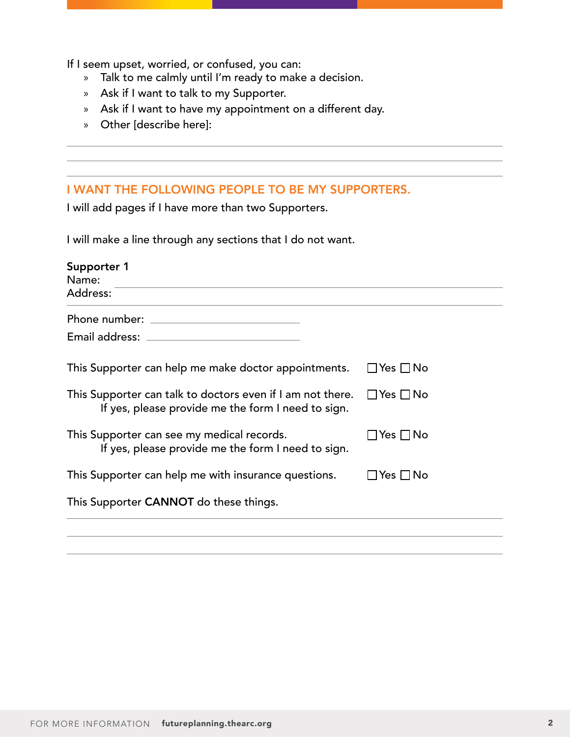If I seem upset, worried, or confused, you can:

- Talk to me calmly until I'm ready to make a decision.
- Ask if I want to talk to my Supporter.
- Ask if I want to have my appointment on a different day.
- Other [describe here]:

______________________________________________

______________________________________________

______________________________________________

## I WANT THE FOLLOWING PEOPLE TO BE MY SUPPORTERS.

I will add pages if I have more than two Supporters.

I will make a line through any sections that I do not want.

**Supporter 1**

Name: ______________________________________________

Address: ______________________________________________

______________________________________________

Phone number: ____________________

Email address: ____________________

This Supporter can help me make doctor appointments. ☐ Yes ☐ No

This Supporter can talk to doctors even if I am not there. ☐ Yes ☐ No
If yes, please provide me the form I need to sign.

This Supporter can see my medical records. ☐ Yes ☐ No
If yes, please provide me the form I need to sign.

This Supporter can help me with insurance questions. ☐ Yes ☐ No

This Supporter **CANNOT** do these things.

______________________________________________

______________________________________________

______________________________________________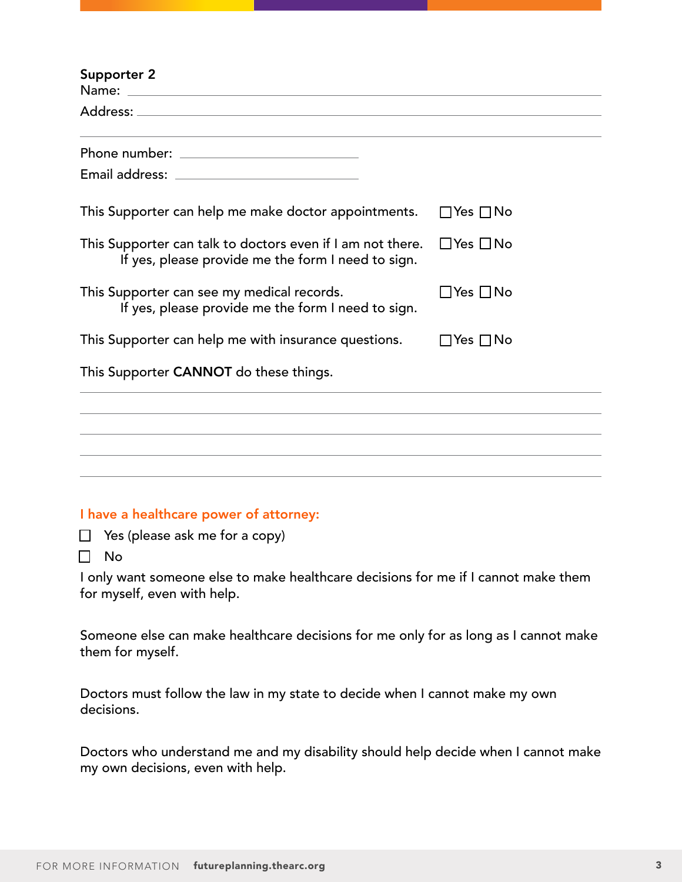**Supporter 2**

Name: ______________________________________________

Address: ______________________________________________

______________________________________________

Phone number: ______________________

Email address: ______________________

This Supporter can help me make doctor appointments. ☐ Yes ☐ No

This Supporter can talk to doctors even if I am not there. ☐ Yes ☐ No
If yes, please provide me the form I need to sign.

This Supporter can see my medical records. ☐ Yes ☐ No
If yes, please provide me the form I need to sign.

This Supporter can help me with insurance questions. ☐ Yes ☐ No

This Supporter **CANNOT** do these things.

______________________________________________

______________________________________________

______________________________________________

______________________________________________

______________________________________________

## I have a healthcare power of attorney:

☐ Yes (please ask me for a copy)

☐ No

I only want someone else to make healthcare decisions for me if I cannot make them for myself, even with help.

Someone else can make healthcare decisions for me only for as long as I cannot make them for myself.

Doctors must follow the law in my state to decide when I cannot make my own decisions.

Doctors who understand me and my disability should help decide when I cannot make my own decisions, even with help.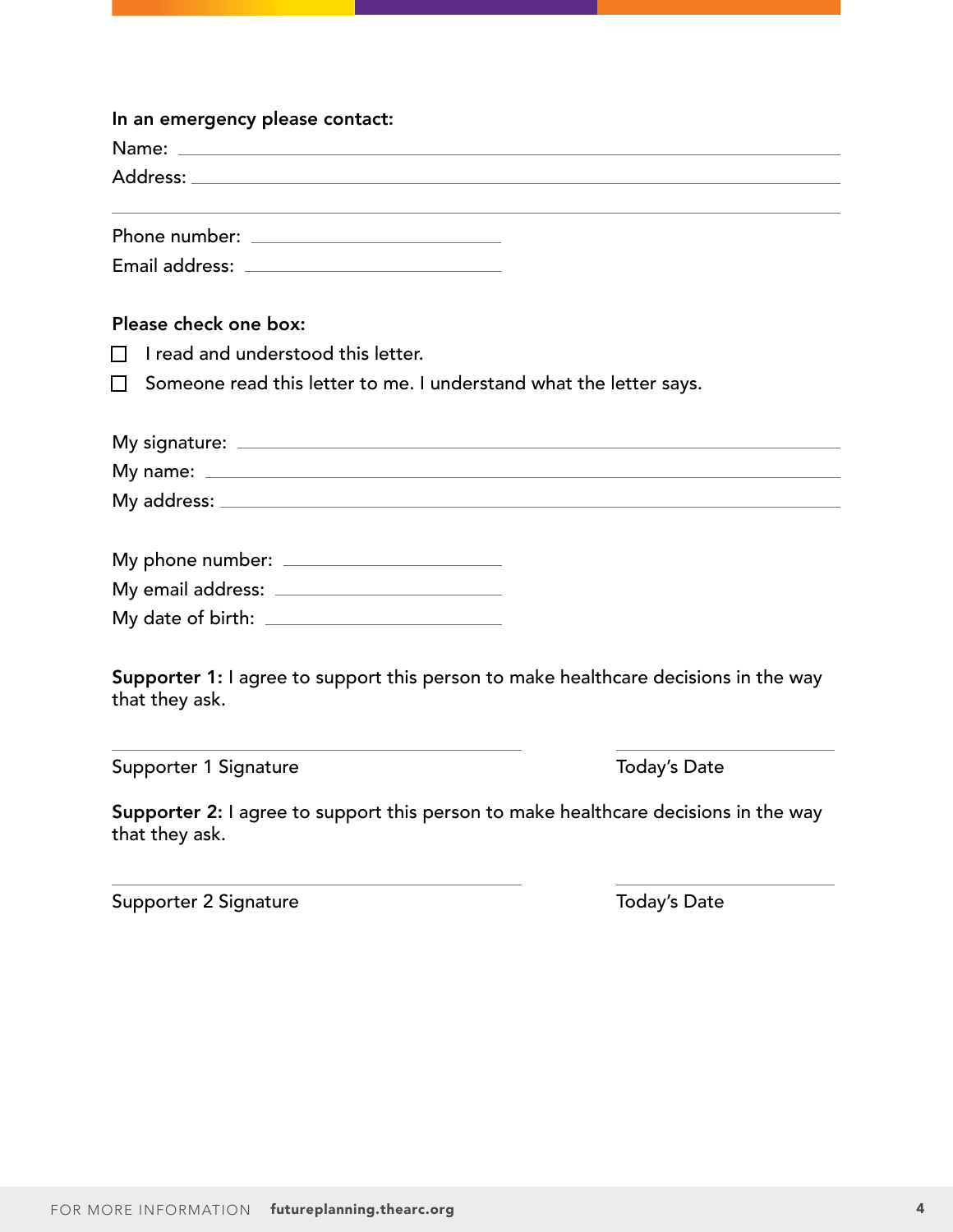**In an emergency please contact:**

Name: ______________________________________________

Address: ______________________________________________

______________________________________________

Phone number: ____________________

Email address: ____________________

**Please check one box:**

☐ I read and understood this letter.

☐ Someone read this letter to me. I understand what the letter says.

My signature: ______________________________________________

My name: ______________________________________________

My address: ______________________________________________

My phone number: ____________________

My email address: ____________________

My date of birth: ____________________

**Supporter 1:** I agree to support this person to make healthcare decisions in the way that they ask.

______________________________ ____________________

Supporter 1 Signature Today's Date

**Supporter 2:** I agree to support this person to make healthcare decisions in the way that they ask.

______________________________ ____________________

Supporter 2 Signature Today's Date

FOR MORE INFORMATION **futureplanning.thearc.org**